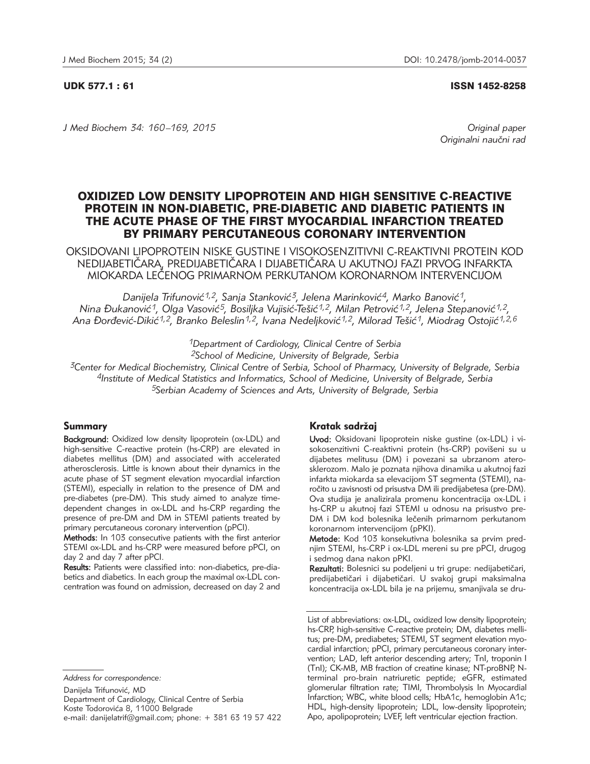UDK 577.1 : 61

ISSN 1452-8258

*J Med Biochem 34: 160–169, 2015*

*Original paper*
*Originalni naučni rad*

# OXIDIZED LOW DENSITY LIPOPROTEIN AND HIGH SENSITIVE C-REACTIVE PROTEIN IN NON-DIABETIC, PRE-DIABETIC AND DIABETIC PATIENTS IN THE ACUTE PHASE OF THE FIRST MYOCARDIAL INFARCTION TREATED BY PRIMARY PERCUTANEOUS CORONARY INTERVENTION

## OKSIDOVANI LIPOPROTEIN NISKE GUSTINE I VISOKOSENZITIVNI C-REAKTIVNI PROTEIN KOD NEDIJABETIČARA, PREDIJABETIČARA I DIJABETIČARA U AKUTNOJ FAZI PRVOG INFARKTA MIOKARDA LEČENOG PRIMARNOM PERKUTANOM KORONARNOM INTERVENCIJOM

*Danijela Trifunović[1,2], Sanja Stanković[3], Jelena Marinković[4], Marko Banović[1], Nina Đukanović[1], Olga Vasović[5], Bosiljka Vujisić-Tešić[1,2], Milan Petrović[1,2], Jelena Stepanović[1,2], Ana Đorđević-Dikić[1,2], Branko Beleslin[1,2], Ivana Nedeljković[1,2], Milorad Tešić[1], Miodrag Ostojić[1,2,6]*

*[1]Department of Cardiology, Clinical Centre of Serbia*
*[2]School of Medicine, University of Belgrade, Serbia*
*[3]Center for Medical Biochemistry, Clinical Centre of Serbia, School of Pharmacy, University of Belgrade, Serbia*
*[4]Institute of Medical Statistics and Informatics, School of Medicine, University of Belgrade, Serbia*
*[5]Serbian Academy of Sciences and Arts, University of Belgrade, Serbia*

### Summary

**Background:** Oxidized low density lipoprotein (ox-LDL) and high-sensitive C-reactive protein (hs-CRP) are elevated in diabetes mellitus (DM) and associated with accelerated atherosclerosis. Little is known about their dynamics in the acute phase of ST segment elevation myocardial infarction (STEMI), especially in relation to the presence of DM and pre-diabetes (pre-DM). This study aimed to analyze time-dependent changes in ox-LDL and hs-CRP regarding the presence of pre-DM and DM in STEMI patients treated by primary percutaneous coronary intervention (pPCI).

**Methods:** In 103 consecutive patients with the first anterior STEMI ox-LDL and hs-CRP were measured before pPCI, on day 2 and day 7 after pPCI.

**Results:** Patients were classified into: non-diabetics, pre-diabetics and diabetics. In each group the maximal ox-LDL concentration was found on admission, decreased on day 2 and

### Kratak sadržaj

**Uvod:** Oksidovani lipoprotein niske gustine (ox-LDL) i visokosenzitivni C-reaktivni protein (hs-CRP) povišeni su u dijabetes melitusu (DM) i povezani sa ubrzanom aterosklerozom. Malo je poznata njihova dinamika u akutnoj fazi infarkta miokarda sa elevacijom ST segmenta (STEMI), naročito u zavisnosti od prisustva DM ili predijabetesa (pre-DM). Ova studija je analizirala promenu koncentracija ox-LDL i hs-CRP u akutnoj fazi STEMI u odnosu na prisustvo pre-DM i DM kod bolesnika lečenih primarnom perkutanom koronarnom intervencijom (pPKI).

**Metode:** Kod 103 konsekutivna bolesnika sa prvim prednjim STEMI, hs-CRP i ox-LDL mereni su pre pPCI, drugog i sedmog dana nakon pPKI.

**Rezultati:** Bolesnici su podeljeni u tri grupe: nedijabetičari, predijabetičari i dijabetičari. U svakoj grupi maksimalna koncentracija ox-LDL bila je na prijemu, smanjivala se dru-

*Address for correspondence:*

Danijela Trifunović, MD
Department of Cardiology, Clinical Centre of Serbia
Koste Todorovića 8, 11000 Belgrade
e-mail: danijelatrif@gmail.com; phone: + 381 63 19 57 422

List of abbreviations: ox-LDL, oxidized low density lipoprotein; hs-CRP, high-sensitive C-reactive protein; DM, diabetes mellitus; pre-DM, prediabetes; STEMI, ST segment elevation myocardial infarction; pPCI, primary percutaneous coronary intervention; LAD, left anterior descending artery; TnI, troponin I (TnI); CK-MB, MB fraction of creatine kinase; NT-proBNP, N-terminal pro-brain natriuretic peptide; eGFR, estimated glomerular filtration rate; TIMI, Thrombolysis In Myocardial Infarction; WBC, white blood cells; HbA1c, hemoglobin A1c; HDL, high-density lipoprotein; LDL, low-density lipoprotein; Apo, apolipoprotein; LVEF, left ventricular ejection fraction.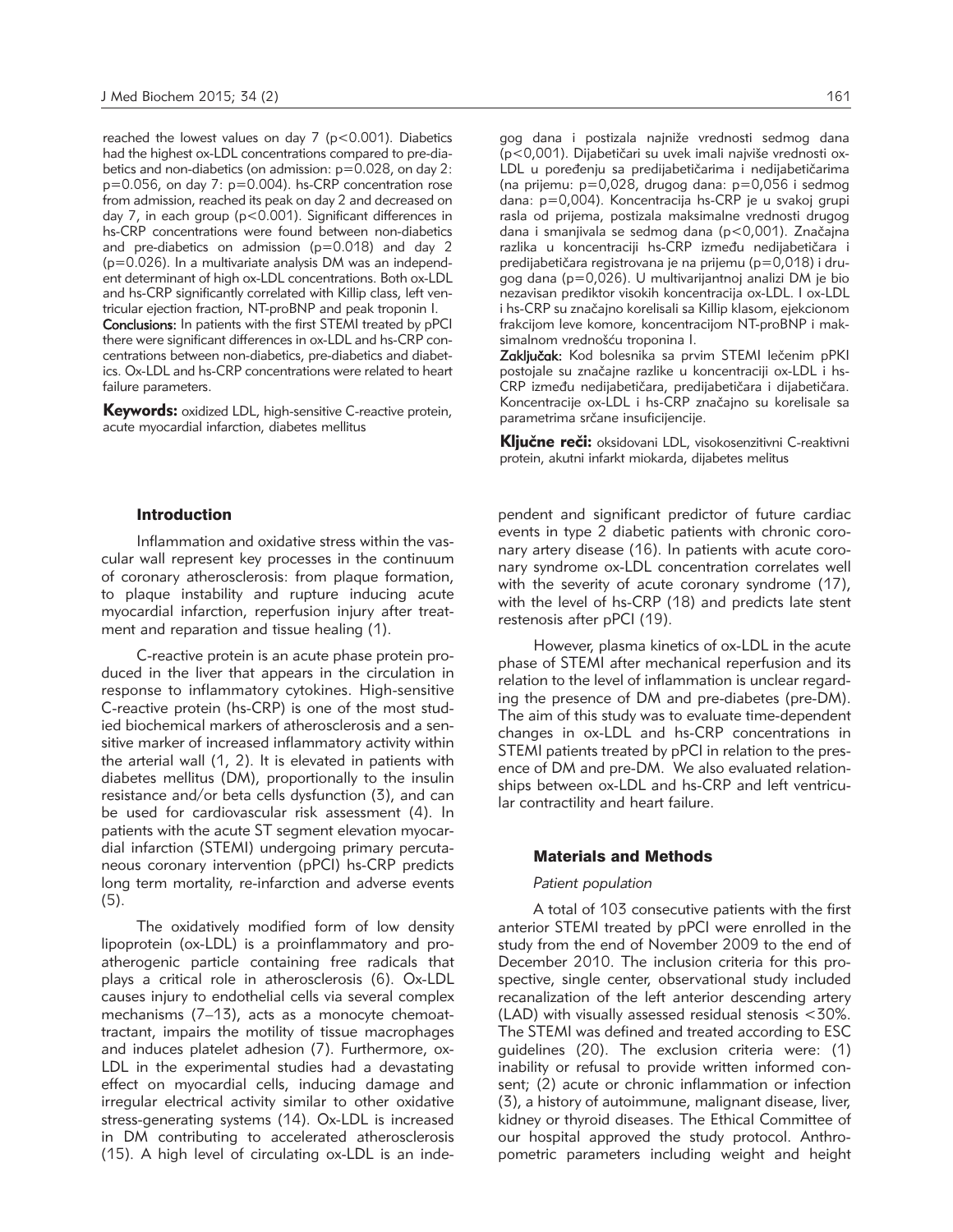reached the lowest values on day 7 ($p<0.001$). Diabetics had the highest ox-LDL concentrations compared to pre-diabetics and non-diabetics (on admission: $p=0.028$, on day 2: $p=0.056$, on day 7: $p=0.004$). hs-CRP concentration rose from admission, reached its peak on day 2 and decreased on day 7, in each group ($p<0.001$). Significant differences in hs-CRP concentrations were found between non-diabetics and pre-diabetics on admission ($p=0.018$) and day 2 ($p=0.026$). In a multivariate analysis DM was an independent determinant of high ox-LDL concentrations. Both ox-LDL and hs-CRP significantly correlated with Killip class, left ventricular ejection fraction, NT-proBNP and peak troponin I.

**Conclusions:** In patients with the first STEMI treated by pPCI there were significant differences in ox-LDL and hs-CRP concentrations between non-diabetics, pre-diabetics and diabetics. Ox-LDL and hs-CRP concentrations were related to heart failure parameters.

**Keywords:** oxidized LDL, high-sensitive C-reactive protein, acute myocardial infarction, diabetes mellitus

gog dana i postizala najniže vrednosti sedmog dana ($p<0,001$). Dijabetičari su uvek imali najviše vrednosti ox-LDL u poređenju sa predijabetičarima i nedijabetičarima (na prijemu: $p=0,028$, drugog dana: $p=0,056$ i sedmog dana: $p=0,004$). Koncentracija hs-CRP je u svakoj grupi rasla od prijema, postizala maksimalne vrednosti drugog dana i smanjivala se sedmog dana ($p<0,001$). Značajna razlika u koncentraciji hs-CRP između nedijabetičara i predijabetičara registrovana je na prijemu ($p=0,018$) i drugog dana ($p=0,026$). U multivarijantnoj analizi DM je bio nezavisan prediktor visokih koncentracija ox-LDL. I ox-LDL i hs-CRP su značajno korelisali sa Killip klasom, ejekcionom frakcijom leve komore, koncentracijom NT-proBNP i maksimalnom vrednošću troponina I.

**Zaključak:** Kod bolesnika sa prvim STEMI lečenim pPKI postojale su značajne razlike u koncentraciji ox-LDL i hs-CRP između nedijabetičara, predijabetičara i dijabetičara. Koncentracije ox-LDL i hs-CRP značajno su korelisale sa parametrima srčane insuficijencije.

**Ključne reči:** oksidovani LDL, visokosenzitivni C-reaktivni protein, akutni infarkt miokarda, dijabetes melitus

## Introduction

Inflammation and oxidative stress within the vascular wall represent key processes in the continuum of coronary atherosclerosis: from plaque formation, to plaque instability and rupture inducing acute myocardial infarction, reperfusion injury after treatment and reparation and tissue healing (1).

C-reactive protein is an acute phase protein produced in the liver that appears in the circulation in response to inflammatory cytokines. High-sensitive C-reactive protein (hs-CRP) is one of the most studied biochemical markers of atherosclerosis and a sensitive marker of increased inflammatory activity within the arterial wall (1, 2). It is elevated in patients with diabetes mellitus (DM), proportionally to the insulin resistance and/or beta cells dysfunction (3), and can be used for cardiovascular risk assessment (4). In patients with the acute ST segment elevation myocardial infarction (STEMI) undergoing primary percutaneous coronary intervention (pPCI) hs-CRP predicts long term mortality, re-infarction and adverse events (5).

The oxidatively modified form of low density lipoprotein (ox-LDL) is a proinflammatory and proatherogenic particle containing free radicals that plays a critical role in atherosclerosis (6). Ox-LDL causes injury to endothelial cells via several complex mechanisms (7–13), acts as a monocyte chemoattractant, impairs the motility of tissue macrophages and induces platelet adhesion (7). Furthermore, ox-LDL in the experimental studies had a devastating effect on myocardial cells, inducing damage and irregular electrical activity similar to other oxidative stress-generating systems (14). Ox-LDL is increased in DM contributing to accelerated atherosclerosis (15). A high level of circulating ox-LDL is an independent and significant predictor of future cardiac events in type 2 diabetic patients with chronic coronary artery disease (16). In patients with acute coronary syndrome ox-LDL concentration correlates well with the severity of acute coronary syndrome (17), with the level of hs-CRP (18) and predicts late stent restenosis after pPCI (19).

However, plasma kinetics of ox-LDL in the acute phase of STEMI after mechanical reperfusion and its relation to the level of inflammation is unclear regarding the presence of DM and pre-diabetes (pre-DM). The aim of this study was to evaluate time-dependent changes in ox-LDL and hs-CRP concentrations in STEMI patients treated by pPCI in relation to the presence of DM and pre-DM. We also evaluated relationships between ox-LDL and hs-CRP and left ventricular contractility and heart failure.

## Materials and Methods

### *Patient population*

A total of 103 consecutive patients with the first anterior STEMI treated by pPCI were enrolled in the study from the end of November 2009 to the end of December 2010. The inclusion criteria for this prospective, single center, observational study included recanalization of the left anterior descending artery (LAD) with visually assessed residual stenosis <30%. The STEMI was defined and treated according to ESC guidelines (20). The exclusion criteria were: (1) inability or refusal to provide written informed consent; (2) acute or chronic inflammation or infection (3), a history of autoimmune, malignant disease, liver, kidney or thyroid diseases. The Ethical Committee of our hospital approved the study protocol. Anthropometric parameters including weight and height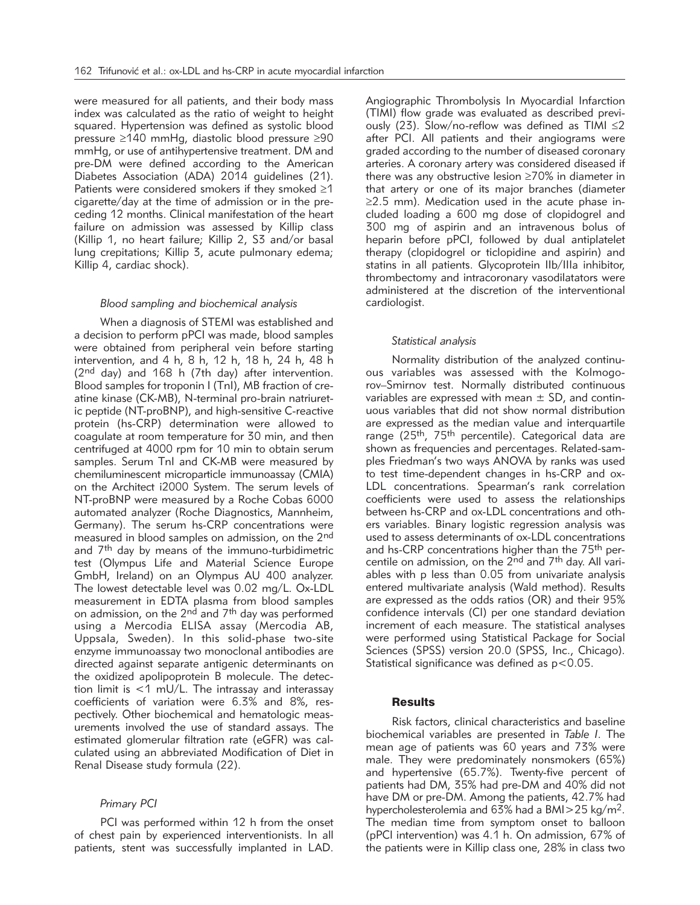were measured for all patients, and their body mass index was calculated as the ratio of weight to height squared. Hypertension was defined as systolic blood pressure ≥140 mmHg, diastolic blood pressure ≥90 mmHg, or use of antihypertensive treatment. DM and pre-DM were defined according to the American Diabetes Association (ADA) 2014 guidelines (21). Patients were considered smokers if they smoked ≥1 cigarette/day at the time of admission or in the preceding 12 months. Clinical manifestation of the heart failure on admission was assessed by Killip class (Killip 1, no heart failure; Killip 2, S3 and/or basal lung crepitations; Killip 3, acute pulmonary edema; Killip 4, cardiac shock).

### *Blood sampling and biochemical analysis*

When a diagnosis of STEMI was established and a decision to perform pPCI was made, blood samples were obtained from peripheral vein before starting intervention, and 4 h, 8 h, 12 h, 18 h, 24 h, 48 h (2nd day) and 168 h (7th day) after intervention. Blood samples for troponin I (TnI), MB fraction of creatine kinase (CK-MB), N-terminal pro-brain natriuretic peptide (NT-proBNP), and high-sensitive C-reactive protein (hs-CRP) determination were allowed to coagulate at room temperature for 30 min, and then centrifuged at 4000 rpm for 10 min to obtain serum samples. Serum TnI and CK-MB were measured by chemiluminescent microparticle immunoassay (CMIA) on the Architect i2000 System. The serum levels of NT-proBNP were measured by a Roche Cobas 6000 automated analyzer (Roche Diagnostics, Mannheim, Germany). The serum hs-CRP concentrations were measured in blood samples on admission, on the 2nd and 7th day by means of the immuno-turbidimetric test (Olympus Life and Material Science Europe GmbH, Ireland) on an Olympus AU 400 analyzer. The lowest detectable level was 0.02 mg/L. Ox-LDL measurement in EDTA plasma from blood samples on admission, on the 2nd and 7th day was performed using a Mercodia ELISA assay (Mercodia AB, Uppsala, Sweden). In this solid-phase two-site enzyme immunoassay two monoclonal antibodies are directed against separate antigenic determinants on the oxidized apolipoprotein B molecule. The detection limit is <1 mU/L. The intrassay and interassay coefficients of variation were 6.3% and 8%, respectively. Other biochemical and hematologic measurements involved the use of standard assays. The estimated glomerular filtration rate (eGFR) was calculated using an abbreviated Modification of Diet in Renal Disease study formula (22).

### *Primary PCI*

PCI was performed within 12 h from the onset of chest pain by experienced interventionists. In all patients, stent was successfully implanted in LAD. Angiographic Thrombolysis In Myocardial Infarction (TIMI) flow grade was evaluated as described previously (23). Slow/no-reflow was defined as TIMI ≤2 after PCI. All patients and their angiograms were graded according to the number of diseased coronary arteries. A coronary artery was considered diseased if there was any obstructive lesion ≥70% in diameter in that artery or one of its major branches (diameter ≥2.5 mm). Medication used in the acute phase included loading a 600 mg dose of clopidogrel and 300 mg of aspirin and an intravenous bolus of heparin before pPCI, followed by dual antiplatelet therapy (clopidogrel or ticlopidine and aspirin) and statins in all patients. Glycoprotein IIb/IIIa inhibitor, thrombectomy and intracoronary vasodilatators were administered at the discretion of the interventional cardiologist.

### *Statistical analysis*

Normality distribution of the analyzed continuous variables was assessed with the Kolmogorov–Smirnov test. Normally distributed continuous variables are expressed with mean ± SD, and continuous variables that did not show normal distribution are expressed as the median value and interquartile range (25th, 75th percentile). Categorical data are shown as frequencies and percentages. Related-samples Friedman's two ways ANOVA by ranks was used to test time-dependent changes in hs-CRP and ox-LDL concentrations. Spearman's rank correlation coefficients were used to assess the relationships between hs-CRP and ox-LDL concentrations and others variables. Binary logistic regression analysis was used to assess determinants of ox-LDL concentrations and hs-CRP concentrations higher than the 75th percentile on admission, on the 2nd and 7th day. All variables with p less than 0.05 from univariate analysis entered multivariate analysis (Wald method). Results are expressed as the odds ratios (OR) and their 95% confidence intervals (CI) per one standard deviation increment of each measure. The statistical analyses were performed using Statistical Package for Social Sciences (SPSS) version 20.0 (SPSS, Inc., Chicago). Statistical significance was defined as $p<0.05$.

## Results

Risk factors, clinical characteristics and baseline biochemical variables are presented in *Table I*. The mean age of patients was 60 years and 73% were male. They were predominately nonsmokers (65%) and hypertensive (65.7%). Twenty-five percent of patients had DM, 35% had pre-DM and 40% did not have DM or pre-DM. Among the patients, 42.7% had hypercholesterolemia and 63% had a BMI>25 kg/m$^2$. The median time from symptom onset to balloon (pPCI intervention) was 4.1 h. On admission, 67% of the patients were in Killip class one, 28% in class two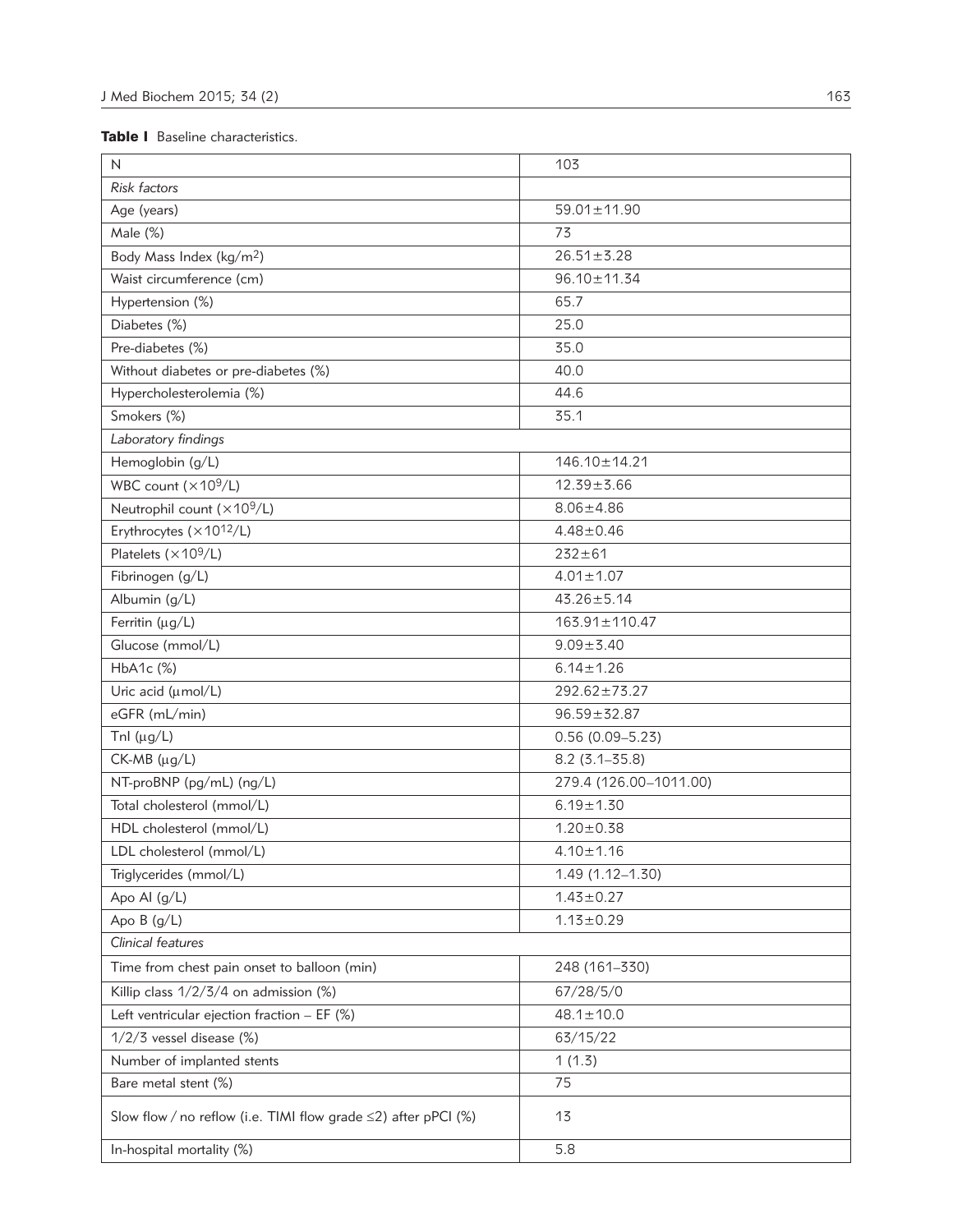**Table I** Baseline characteristics.

| N | 103 |
|---|---|
| *Risk factors* | |
| Age (years) | 59.01±11.90 |
| Male (%) | 73 |
| Body Mass Index (kg/m$^2$) | 26.51±3.28 |
| Waist circumference (cm) | 96.10±11.34 |
| Hypertension (%) | 65.7 |
| Diabetes (%) | 25.0 |
| Pre-diabetes (%) | 35.0 |
| Without diabetes or pre-diabetes (%) | 40.0 |
| Hypercholesterolemia (%) | 44.6 |
| Smokers (%) | 35.1 |
| *Laboratory findings* | |
| Hemoglobin (g/L) | 146.10±14.21 |
| WBC count ($\times 10^9$/L) | 12.39±3.66 |
| Neutrophil count ($\times 10^9$/L) | 8.06±4.86 |
| Erythrocytes ($\times 10^{12}$/L) | 4.48±0.46 |
| Platelets ($\times 10^9$/L) | 232±61 |
| Fibrinogen (g/L) | 4.01±1.07 |
| Albumin (g/L) | 43.26±5.14 |
| Ferritin (μg/L) | 163.91±110.47 |
| Glucose (mmol/L) | 9.09±3.40 |
| HbA1c (%) | 6.14±1.26 |
| Uric acid (μmol/L) | 292.62±73.27 |
| eGFR (mL/min) | 96.59±32.87 |
| TnI (μg/L) | 0.56 (0.09–5.23) |
| CK-MB (μg/L) | 8.2 (3.1–35.8) |
| NT-proBNP (pg/mL) (ng/L) | 279.4 (126.00–1011.00) |
| Total cholesterol (mmol/L) | 6.19±1.30 |
| HDL cholesterol (mmol/L) | 1.20±0.38 |
| LDL cholesterol (mmol/L) | 4.10±1.16 |
| Triglycerides (mmol/L) | 1.49 (1.12–1.30) |
| Apo AI (g/L) | 1.43±0.27 |
| Apo B (g/L) | 1.13±0.29 |
| *Clinical features* | |
| Time from chest pain onset to balloon (min) | 248 (161–330) |
| Killip class 1/2/3/4 on admission (%) | 67/28/5/0 |
| Left ventricular ejection fraction – EF (%) | 48.1±10.0 |
| 1/2/3 vessel disease (%) | 63/15/22 |
| Number of implanted stents | 1 (1.3) |
| Bare metal stent (%) | 75 |
| Slow flow / no reflow (i.e. TIMI flow grade ≤2) after pPCI (%) | 13 |
| In-hospital mortality (%) | 5.8 |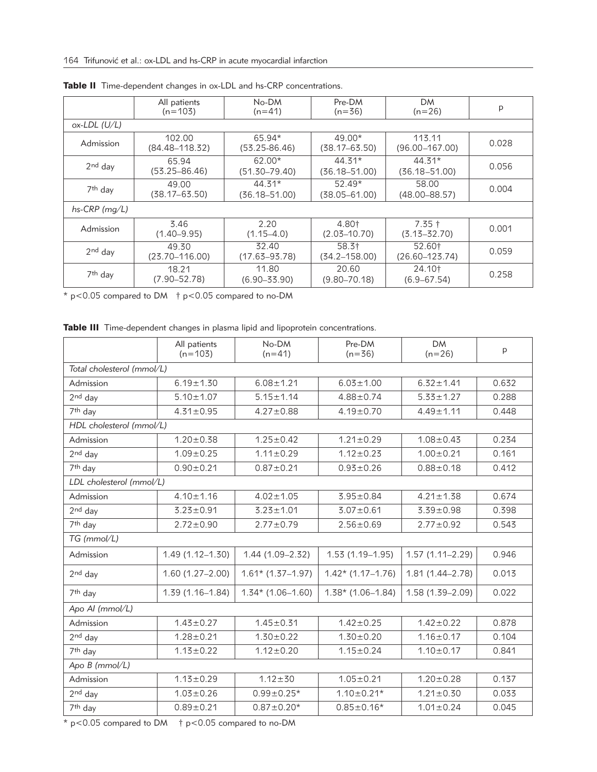**Table II** Time-dependent changes in ox-LDL and hs-CRP concentrations.

| | All patients (n=103) | No-DM (n=41) | Pre-DM (n=36) | DM (n=26) | p |
|---|---|---|---|---|---|
| *ox-LDL (U/L)* | | | | | |
| Admission | 102.00 (84.48–118.32) | 65.94* (53.25-86.46) | 49.00* (38.17–63.50) | 113.11 (96.00–167.00) | 0.028 |
| 2nd day | 65.94 (53.25–86.46) | 62.00* (51.30–79.40) | 44.31* (36.18–51.00) | 44.31* (36.18–51.00) | 0.056 |
| 7th day | 49.00 (38.17–63.50) | 44.31* (36.18–51.00) | 52.49* (38.05–61.00) | 58.00 (48.00–88.57) | 0.004 |
| *hs-CRP (mg/L)* | | | | | |
| Admission | 3.46 (1.40–9.95) | 2.20 (1.15–4.0) | 4.80† (2.03–10.70) | 7.35 † (3.13–32.70) | 0.001 |
| 2nd day | 49.30 (23.70–116.00) | 32.40 (17.63–93.78) | 58.3† (34.2–158.00) | 52.60† (26.60–123.74) | 0.059 |
| 7th day | 18.21 (7.90–52.78) | 11.80 (6.90–33.90) | 20.60 (9.80–70.18) | 24.10† (6.9–67.54) | 0.258 |

* $p<0.05$ compared to DM † $p<0.05$ compared to no-DM

**Table III** Time-dependent changes in plasma lipid and lipoprotein concentrations.

| | All patients (n=103) | No-DM (n=41) | Pre-DM (n=36) | DM (n=26) | p |
|---|---|---|---|---|---|
| *Total cholesterol (mmol/L)* | | | | | |
| Admission | 6.19±1.30 | 6.08±1.21 | 6.03±1.00 | 6.32±1.41 | 0.632 |
| 2nd day | 5.10±1.07 | 5.15±1.14 | 4.88±0.74 | 5.33±1.27 | 0.288 |
| 7th day | 4.31±0.95 | 4.27±0.88 | 4.19±0.70 | 4.49±1.11 | 0.448 |
| *HDL cholesterol (mmol/L)* | | | | | |
| Admission | 1.20±0.38 | 1.25±0.42 | 1.21±0.29 | 1.08±0.43 | 0.234 |
| 2nd day | 1.09±0.25 | 1.11±0.29 | 1.12±0.23 | 1.00±0.21 | 0.161 |
| 7th day | 0.90±0.21 | 0.87±0.21 | 0.93±0.26 | 0.88±0.18 | 0.412 |
| *LDL cholesterol (mmol/L)* | | | | | |
| Admission | 4.10±1.16 | 4.02±1.05 | 3.95±0.84 | 4.21±1.38 | 0.674 |
| 2nd day | 3.23±0.91 | 3.23±1.01 | 3.07±0.61 | 3.39±0.98 | 0.398 |
| 7th day | 2.72±0.90 | 2.77±0.79 | 2.56±0.69 | 2.77±0.92 | 0.543 |
| *TG (mmol/L)* | | | | | |
| Admission | 1.49 (1.12–1.30) | 1.44 (1.09–2.32) | 1.53 (1.19–1.95) | 1.57 (1.11–2.29) | 0.946 |
| 2nd day | 1.60 (1.27–2.00) | 1.61* (1.37–1.97) | 1.42* (1.17–1.76) | 1.81 (1.44–2.78) | 0.013 |
| 7th day | 1.39 (1.16–1.84) | 1.34* (1.06–1.60) | 1.38* (1.06–1.84) | 1.58 (1.39–2.09) | 0.022 |
| *Apo AI (mmol/L)* | | | | | |
| Admission | 1.43±0.27 | 1.45±0.31 | 1.42±0.25 | 1.42±0.22 | 0.878 |
| 2nd day | 1.28±0.21 | 1.30±0.22 | 1.30±0.20 | 1.16±0.17 | 0.104 |
| 7th day | 1.13±0.22 | 1.12±0.20 | 1.15±0.24 | 1.10±0.17 | 0.841 |
| *Apo B (mmol/L)* | | | | | |
| Admission | 1.13±0.29 | 1.12±30 | 1.05±0.21 | 1.20±0.28 | 0.137 |
| 2nd day | 1.03±0.26 | 0.99±0.25* | 1.10±0.21* | 1.21±0.30 | 0.033 |
| 7th day | 0.89±0.21 | 0.87±0.20* | 0.85±0.16* | 1.01±0.24 | 0.045 |

* $p<0.05$ compared to DM † $p<0.05$ compared to no-DM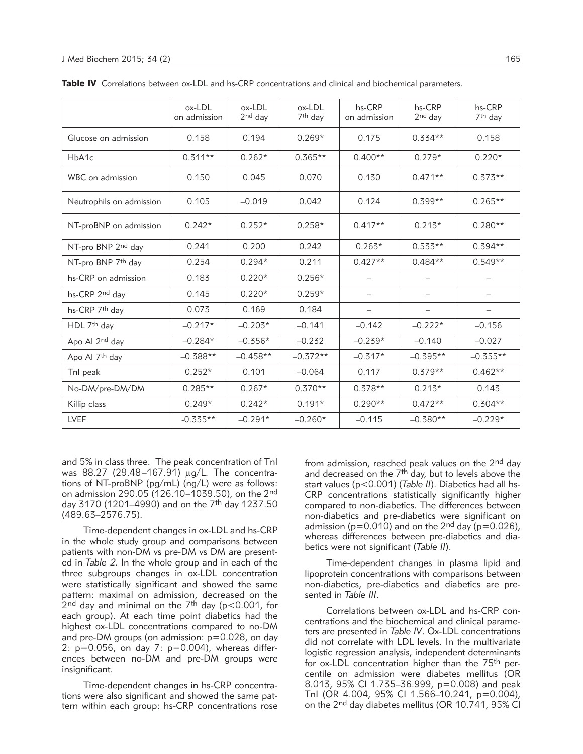**Table IV** Correlations between ox-LDL and hs-CRP concentrations and clinical and biochemical parameters.

| | ox-LDL on admission | ox-LDL 2nd day | ox-LDL 7th day | hs-CRP on admission | hs-CRP 2nd day | hs-CRP 7th day |
|---|---|---|---|---|---|---|
| Glucose on admission | 0.158 | 0.194 | 0.269* | 0.175 | 0.334** | 0.158 |
| HbA1c | 0.311** | 0.262* | 0.365** | 0.400** | 0.279* | 0.220* |
| WBC on admission | 0.150 | 0.045 | 0.070 | 0.130 | 0.471** | 0.373** |
| Neutrophils on admission | 0.105 | –0.019 | 0.042 | 0.124 | 0.399** | 0.265** |
| NT-proBNP on admission | 0.242* | 0.252* | 0.258* | 0.417** | 0.213* | 0.280** |
| NT-pro BNP 2nd day | 0.241 | 0.200 | 0.242 | 0.263* | 0.533** | 0.394** |
| NT-pro BNP 7th day | 0.254 | 0.294* | 0.211 | 0.427** | 0.484** | 0.549** |
| hs-CRP on admission | 0.183 | 0.220* | 0.256* | – | – | – |
| hs-CRP 2nd day | 0.145 | 0.220* | 0.259* | – | – | – |
| hs-CRP 7th day | 0.073 | 0.169 | 0.184 | – | – | – |
| HDL 7th day | –0.217* | –0.203* | –0.141 | –0.142 | –0.222* | –0.156 |
| Apo AI 2nd day | –0.284* | –0.356* | –0.232 | –0.239* | –0.140 | –0.027 |
| Apo AI 7th day | –0.388** | –0.458** | –0.372** | –0.317* | –0.395** | –0.355** |
| TnI peak | 0.252* | 0.101 | –0.064 | 0.117 | 0.379** | 0.462** |
| No-DM/pre-DM/DM | 0.285** | 0.267* | 0.370** | 0.378** | 0.213* | 0.143 |
| Killip class | 0.249* | 0.242* | 0.191* | 0.290** | 0.472** | 0.304** |
| LVEF | -0.335** | –0.291* | –0.260* | –0.115 | –0.380** | –0.229* |

and 5% in class three. The peak concentration of TnI was 88.27 (29.48–167.91) μg/L. The concentrations of NT-proBNP (pg/mL) (ng/L) were as follows: on admission 290.05 (126.10–1039.50), on the 2nd day 3170 (1201–4990) and on the 7th day 1237.50 (489.63–2576.75).

Time-dependent changes in ox-LDL and hs-CRP in the whole study group and comparisons between patients with non-DM vs pre-DM vs DM are presented in *Table 2*. In the whole group and in each of the three subgroups changes in ox-LDL concentration were statistically significant and showed the same pattern: maximal on admission, decreased on the 2nd day and minimal on the 7th day ($p<0.001$, for each group). At each time point diabetics had the highest ox-LDL concentrations compared to no-DM and pre-DM groups (on admission: $p=0.028$, on day 2: $p=0.056$, on day 7: $p=0.004$), whereas differences between no-DM and pre-DM groups were insignificant.

Time-dependent changes in hs-CRP concentrations were also significant and showed the same pattern within each group: hs-CRP concentrations rose from admission, reached peak values on the 2nd day and decreased on the 7th day, but to levels above the start values ($p<0.001$) (*Table II*). Diabetics had all hs-CRP concentrations statistically significantly higher compared to non-diabetics. The differences between non-diabetics and pre-diabetics were significant on admission ($p=0.010$) and on the 2nd day ($p=0.026$), whereas differences between pre-diabetics and diabetics were not significant (*Table II*).

Time-dependent changes in plasma lipid and lipoprotein concentrations with comparisons between non-diabetics, pre-diabetics and diabetics are presented in *Table III*.

Correlations between ox-LDL and hs-CRP concentrations and the biochemical and clinical parameters are presented in *Table IV*. Ox-LDL concentrations did not correlate with LDL levels. In the multivariate logistic regression analysis, independent determinants for ox-LDL concentration higher than the 75th percentile on admission were diabetes mellitus (OR 8.013, 95% CI 1.735–36.999, $p=0.008$) and peak TnI (OR 4.004, 95% CI 1.566–10.241, $p=0.004$), on the 2nd day diabetes mellitus (OR 10.741, 95% CI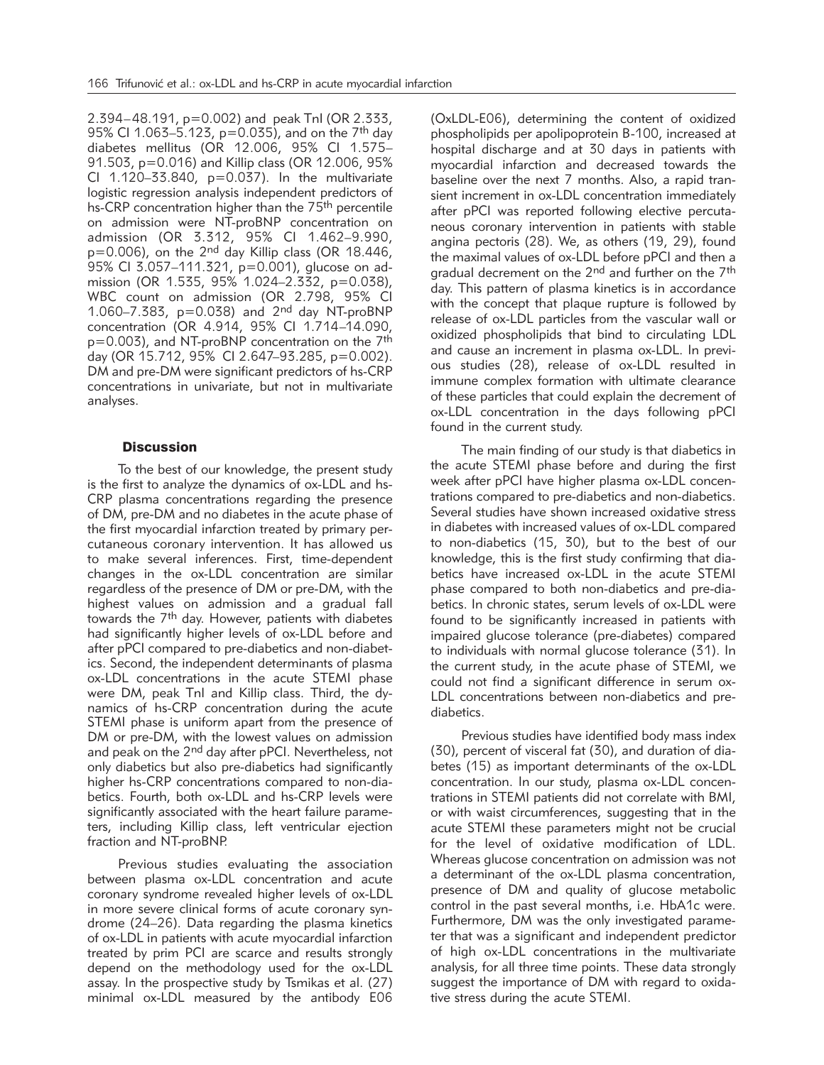2.394–48.191, p=0.002) and peak TnI (OR 2.333, 95% CI 1.063–5.123, p=0.035), and on the 7th day diabetes mellitus (OR 12.006, 95% CI 1.575–91.503, p=0.016) and Killip class (OR 12.006, 95% CI 1.120–33.840, p=0.037). In the multivariate logistic regression analysis independent predictors of hs-CRP concentration higher than the 75th percentile on admission were NT-proBNP concentration on admission (OR 3.312, 95% CI 1.462–9.990, p=0.006), on the 2nd day Killip class (OR 18.446, 95% CI 3.057–111.321, p=0.001), glucose on admission (OR 1.535, 95% 1.024–2.332, p=0.038), WBC count on admission (OR 2.798, 95% CI 1.060–7.383, p=0.038) and 2nd day NT-proBNP concentration (OR 4.914, 95% CI 1.714–14.090, p=0.003), and NT-proBNP concentration on the 7th day (OR 15.712, 95% CI 2.647–93.285, p=0.002). DM and pre-DM were significant predictors of hs-CRP concentrations in univariate, but not in multivariate analyses.

## Discussion

To the best of our knowledge, the present study is the first to analyze the dynamics of ox-LDL and hs-CRP plasma concentrations regarding the presence of DM, pre-DM and no diabetes in the acute phase of the first myocardial infarction treated by primary percutaneous coronary intervention. It has allowed us to make several inferences. First, time-dependent changes in the ox-LDL concentration are similar regardless of the presence of DM or pre-DM, with the highest values on admission and a gradual fall towards the 7th day. However, patients with diabetes had significantly higher levels of ox-LDL before and after pPCI compared to pre-diabetics and non-diabetics. Second, the independent determinants of plasma ox-LDL concentrations in the acute STEMI phase were DM, peak TnI and Killip class. Third, the dynamics of hs-CRP concentration during the acute STEMI phase is uniform apart from the presence of DM or pre-DM, with the lowest values on admission and peak on the 2nd day after pPCI. Nevertheless, not only diabetics but also pre-diabetics had significantly higher hs-CRP concentrations compared to non-diabetics. Fourth, both ox-LDL and hs-CRP levels were significantly associated with the heart failure parameters, including Killip class, left ventricular ejection fraction and NT-proBNP.

Previous studies evaluating the association between plasma ox-LDL concentration and acute coronary syndrome revealed higher levels of ox-LDL in more severe clinical forms of acute coronary syndrome (24–26). Data regarding the plasma kinetics of ox-LDL in patients with acute myocardial infarction treated by prim PCI are scarce and results strongly depend on the methodology used for the ox-LDL assay. In the prospective study by Tsmikas et al. (27) minimal ox-LDL measured by the antibody E06 (OxLDL-E06), determining the content of oxidized phospholipids per apolipoprotein B-100, increased at hospital discharge and at 30 days in patients with myocardial infarction and decreased towards the baseline over the next 7 months. Also, a rapid transient increment in ox-LDL concentration immediately after pPCI was reported following elective percutaneous coronary intervention in patients with stable angina pectoris (28). We, as others (19, 29), found the maximal values of ox-LDL before pPCI and then a gradual decrement on the 2nd and further on the 7th day. This pattern of plasma kinetics is in accordance with the concept that plaque rupture is followed by release of ox-LDL particles from the vascular wall or oxidized phospholipids that bind to circulating LDL and cause an increment in plasma ox-LDL. In previous studies (28), release of ox-LDL resulted in immune complex formation with ultimate clearance of these particles that could explain the decrement of ox-LDL concentration in the days following pPCI found in the current study.

The main finding of our study is that diabetics in the acute STEMI phase before and during the first week after pPCI have higher plasma ox-LDL concentrations compared to pre-diabetics and non-diabetics. Several studies have shown increased oxidative stress in diabetes with increased values of ox-LDL compared to non-diabetics (15, 30), but to the best of our knowledge, this is the first study confirming that diabetics have increased ox-LDL in the acute STEMI phase compared to both non-diabetics and pre-diabetics. In chronic states, serum levels of ox-LDL were found to be significantly increased in patients with impaired glucose tolerance (pre-diabetes) compared to individuals with normal glucose tolerance (31). In the current study, in the acute phase of STEMI, we could not find a significant difference in serum ox-LDL concentrations between non-diabetics and pre-diabetics.

Previous studies have identified body mass index (30), percent of visceral fat (30), and duration of diabetes (15) as important determinants of the ox-LDL concentration. In our study, plasma ox-LDL concentrations in STEMI patients did not correlate with BMI, or with waist circumferences, suggesting that in the acute STEMI these parameters might not be crucial for the level of oxidative modification of LDL. Whereas glucose concentration on admission was not a determinant of the ox-LDL plasma concentration, presence of DM and quality of glucose metabolic control in the past several months, i.e. HbA1c were. Furthermore, DM was the only investigated parameter that was a significant and independent predictor of high ox-LDL concentrations in the multivariate analysis, for all three time points. These data strongly suggest the importance of DM with regard to oxidative stress during the acute STEMI.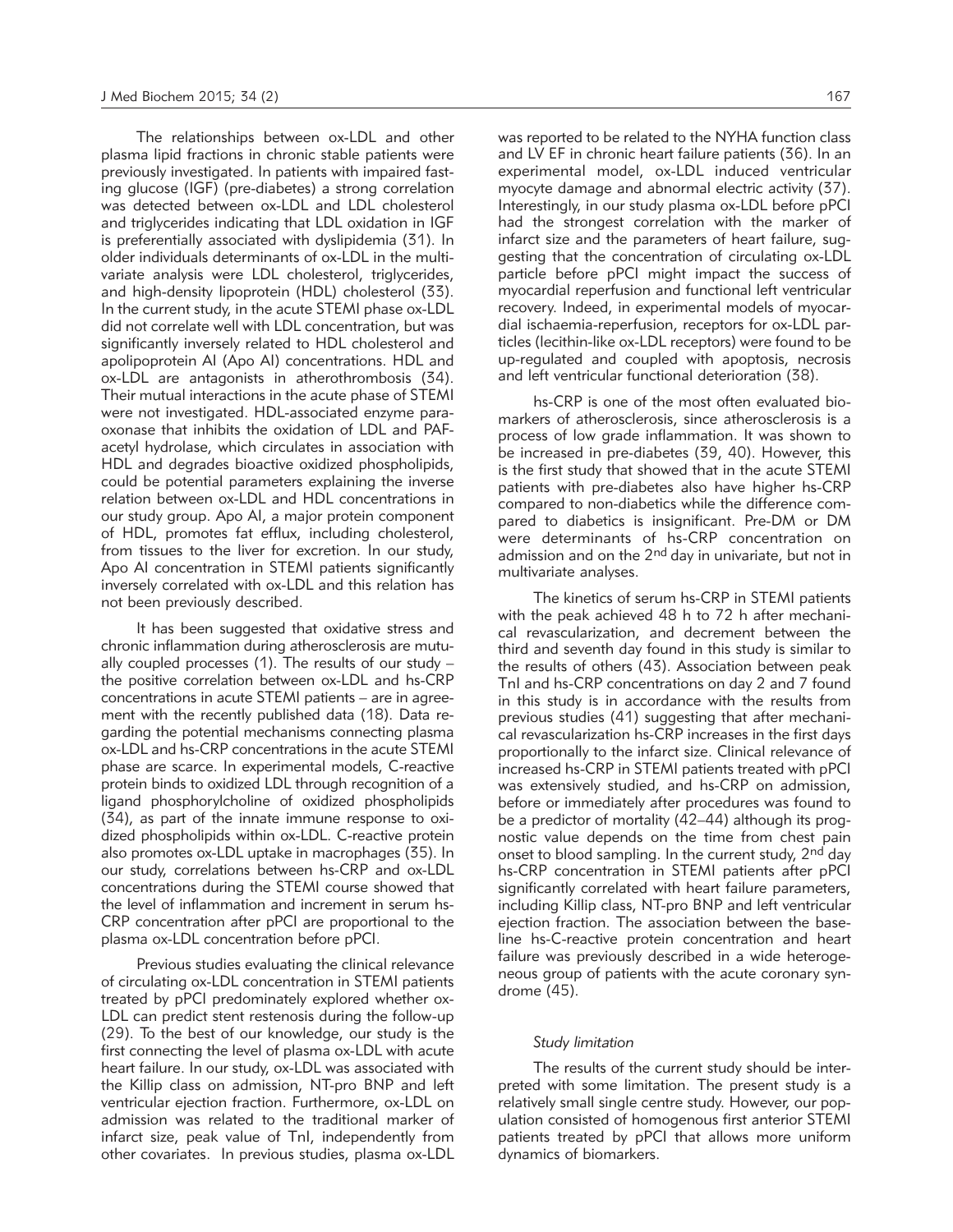The relationships between ox-LDL and other plasma lipid fractions in chronic stable patients were previously investigated. In patients with impaired fasting glucose (IGF) (pre-diabetes) a strong correlation was detected between ox-LDL and LDL cholesterol and triglycerides indicating that LDL oxidation in IGF is preferentially associated with dyslipidemia (31). In older individuals determinants of ox-LDL in the multivariate analysis were LDL cholesterol, triglycerides, and high-density lipoprotein (HDL) cholesterol (33). In the current study, in the acute STEMI phase ox-LDL did not correlate well with LDL concentration, but was significantly inversely related to HDL cholesterol and apolipoprotein AI (Apo AI) concentrations. HDL and ox-LDL are antagonists in atherothrombosis (34). Their mutual interactions in the acute phase of STEMI were not investigated. HDL-associated enzyme paraoxonase that inhibits the oxidation of LDL and PAF-acetyl hydrolase, which circulates in association with HDL and degrades bioactive oxidized phospholipids, could be potential parameters explaining the inverse relation between ox-LDL and HDL concentrations in our study group. Apo AI, a major protein component of HDL, promotes fat efflux, including cholesterol, from tissues to the liver for excretion. In our study, Apo AI concentration in STEMI patients significantly inversely correlated with ox-LDL and this relation has not been previously described.

It has been suggested that oxidative stress and chronic inflammation during atherosclerosis are mutually coupled processes (1). The results of our study – the positive correlation between ox-LDL and hs-CRP concentrations in acute STEMI patients – are in agreement with the recently published data (18). Data regarding the potential mechanisms connecting plasma ox-LDL and hs-CRP concentrations in the acute STEMI phase are scarce. In experimental models, C-reactive protein binds to oxidized LDL through recognition of a ligand phosphorylcholine of oxidized phospholipids (34), as part of the innate immune response to oxidized phospholipids within ox-LDL. C-reactive protein also promotes ox-LDL uptake in macrophages (35). In our study, correlations between hs-CRP and ox-LDL concentrations during the STEMI course showed that the level of inflammation and increment in serum hs-CRP concentration after pPCI are proportional to the plasma ox-LDL concentration before pPCI.

Previous studies evaluating the clinical relevance of circulating ox-LDL concentration in STEMI patients treated by pPCI predominately explored whether ox-LDL can predict stent restenosis during the follow-up (29). To the best of our knowledge, our study is the first connecting the level of plasma ox-LDL with acute heart failure. In our study, ox-LDL was associated with the Killip class on admission, NT-pro BNP and left ventricular ejection fraction. Furthermore, ox-LDL on admission was related to the traditional marker of infarct size, peak value of TnI, independently from other covariates. In previous studies, plasma ox-LDL was reported to be related to the NYHA function class and LV EF in chronic heart failure patients (36). In an experimental model, ox-LDL induced ventricular myocyte damage and abnormal electric activity (37). Interestingly, in our study plasma ox-LDL before pPCI had the strongest correlation with the marker of infarct size and the parameters of heart failure, suggesting that the concentration of circulating ox-LDL particle before pPCI might impact the success of myocardial reperfusion and functional left ventricular recovery. Indeed, in experimental models of myocardial ischaemia-reperfusion, receptors for ox-LDL particles (lecithin-like ox-LDL receptors) were found to be up-regulated and coupled with apoptosis, necrosis and left ventricular functional deterioration (38).

hs-CRP is one of the most often evaluated biomarkers of atherosclerosis, since atherosclerosis is a process of low grade inflammation. It was shown to be increased in pre-diabetes (39, 40). However, this is the first study that showed that in the acute STEMI patients with pre-diabetes also have higher hs-CRP compared to non-diabetics while the difference compared to diabetics is insignificant. Pre-DM or DM were determinants of hs-CRP concentration on admission and on the 2nd day in univariate, but not in multivariate analyses.

The kinetics of serum hs-CRP in STEMI patients with the peak achieved 48 h to 72 h after mechanical revascularization, and decrement between the third and seventh day found in this study is similar to the results of others (43). Association between peak TnI and hs-CRP concentrations on day 2 and 7 found in this study is in accordance with the results from previous studies (41) suggesting that after mechanical revascularization hs-CRP increases in the first days proportionally to the infarct size. Clinical relevance of increased hs-CRP in STEMI patients treated with pPCI was extensively studied, and hs-CRP on admission, before or immediately after procedures was found to be a predictor of mortality (42–44) although its prognostic value depends on the time from chest pain onset to blood sampling. In the current study, 2nd day hs-CRP concentration in STEMI patients after pPCI significantly correlated with heart failure parameters, including Killip class, NT-pro BNP and left ventricular ejection fraction. The association between the baseline hs-C-reactive protein concentration and heart failure was previously described in a wide heterogeneous group of patients with the acute coronary syndrome (45).

### *Study limitation*

The results of the current study should be interpreted with some limitation. The present study is a relatively small single centre study. However, our population consisted of homogenous first anterior STEMI patients treated by pPCI that allows more uniform dynamics of biomarkers.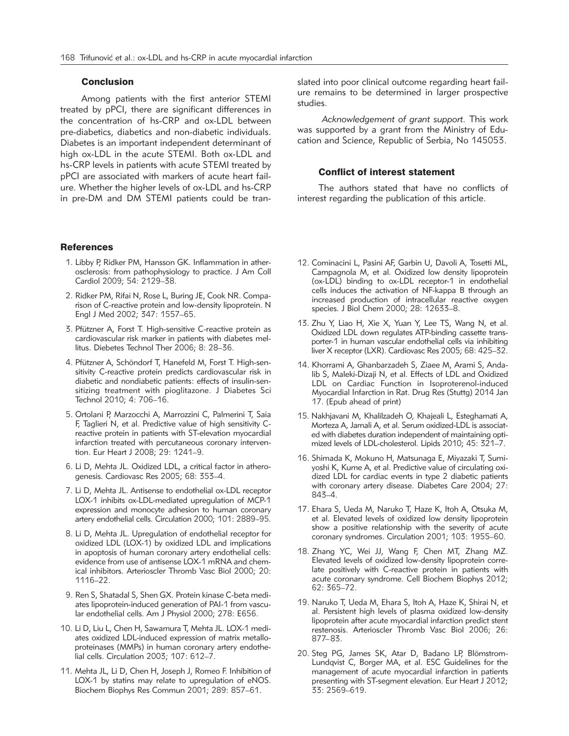## Conclusion

Among patients with the first anterior STEMI treated by pPCI, there are significant differences in the concentration of hs-CRP and ox-LDL between pre-diabetics, diabetics and non-diabetic individuals. Diabetes is an important independent determinant of high ox-LDL in the acute STEMI. Both ox-LDL and hs-CRP levels in patients with acute STEMI treated by pPCI are associated with markers of acute heart failure. Whether the higher levels of ox-LDL and hs-CRP in pre-DM and DM STEMI patients could be translated into poor clinical outcome regarding heart failure remains to be determined in larger prospective studies.

*Acknowledgement of grant support.* This work was supported by a grant from the Ministry of Education and Science, Republic of Serbia, No 145053.

## Conflict of interest statement

The authors stated that have no conflicts of interest regarding the publication of this article.

## References

1. Libby P, Ridker PM, Hansson GK. Inflammation in atherosclerosis: from pathophysiology to practice. J Am Coll Cardiol 2009; 54: 2129–38.
2. Ridker PM, Rifai N, Rose L, Buring JE, Cook NR. Comparison of C-reactive protein and low-density lipoprotein. N Engl J Med 2002; 347: 1557–65.
3. Pfützner A, Forst T. High-sensitive C-reactive protein as cardiovascular risk marker in patients with diabetes mellitus. Diebetes Technol Ther 2006; 8: 28–36.
4. Pfützner A, Schöndorf T, Hanefeld M, Forst T. High-sensitivity C-reactive protein predicts cardiovascular risk in diabetic and nondiabetic patients: effects of insulin-sensitizing treatment with pioglitazone. J Diabetes Sci Technol 2010; 4: 706–16.
5. Ortolani P, Marzocchi A, Marrozzini C, Palmerini T, Saia F, Taglieri N, et al. Predictive value of high sensitivity C-reactive protein in patients with ST-elevation myocardial infarction treated with percutaneous coronary intervention. Eur Heart J 2008; 29: 1241–9.
6. Li D, Mehta JL. Oxidized LDL, a critical factor in atherogenesis. Cardiovasc Res 2005; 68: 353–4.
7. Li D, Mehta JL. Antisense to endothelial ox-LDL receptor LOX-1 inhibits ox-LDL-mediated upregulation of MCP-1 expression and monocyte adhesion to human coronary artery endothelial cells. Circulation 2000; 101: 2889–95.
8. Li D, Mehta JL. Upregulation of endothelial receptor for oxidized LDL (LOX-1) by oxidized LDL and implications in apoptosis of human coronary artery endothelial cells: evidence from use of antisense LOX-1 mRNA and chemical inhibitors. Arterioscler Thromb Vasc Biol 2000; 20: 1116–22.
9. Ren S, Shatadal S, Shen GX. Protein kinase C-beta mediates lipoprotein-induced generation of PAI-1 from vascular endothelial cells. Am J Physiol 2000; 278: E656.
10. Li D, Liu L, Chen H, Sawamura T, Mehta JL. LOX-1 mediates oxidized LDL-induced expression of matrix metalloproteinases (MMPs) in human coronary artery endothelial cells. Circulation 2003; 107: 612–7.
11. Mehta JL, Li D, Chen H, Joseph J, Romeo F. Inhibition of LOX-1 by statins may relate to upregulation of eNOS. Biochem Biophys Res Commun 2001; 289: 857–61.
12. Cominacini L, Pasini AF, Garbin U, Davoli A, Tosetti ML, Campagnola M, et al. Oxidized low density lipoprotein (ox-LDL) binding to ox-LDL receptor-1 in endothelial cells induces the activation of NF-kappa B through an increased production of intracellular reactive oxygen species. J Biol Chem 2000; 28: 12633–8.
13. Zhu Y, Liao H, Xie X, Yuan Y, Lee TS, Wang N, et al. Oxidized LDL down regulates ATP-binding cassette transporter-1 in human vascular endothelial cells via inhibiting liver X receptor (LXR). Cardiovasc Res 2005; 68: 425–32.
14. Khorrami A, Ghanbarzadeh S, Ziaee M, Arami S, Andalib S, Maleki-Dizaji N, et al. Effects of LDL and Oxidized LDL on Cardiac Function in Isoproterenol-induced Myocardial Infarction in Rat. Drug Res (Stuttg) 2014 Jan 17. (Epub ahead of print)
15. Nakhjavani M, Khalilzadeh O, Khajeali L, Esteghamati A, Morteza A, Jamali A, et al. Serum oxidized-LDL is associated with diabetes duration independent of maintaining optimized levels of LDL-cholesterol. Lipids 2010; 45: 321–7.
16. Shimada K, Mokuno H, Matsunaga E, Miyazaki T, Sumiyoshi K, Kume A, et al. Predictive value of circulating oxidized LDL for cardiac events in type 2 diabetic patients with coronary artery disease. Diabetes Care 2004; 27: 843–4.
17. Ehara S, Ueda M, Naruko T, Haze K, Itoh A, Otsuka M, et al. Elevated levels of oxidized low density lipoprotein show a positive relationship with the severity of acute coronary syndromes. Circulation 2001; 103: 1955–60.
18. Zhang YC, Wei JJ, Wang F, Chen MT, Zhang MZ. Elevated levels of oxidized low-density lipoprotein correlate positively with C-reactive protein in patients with acute coronary syndrome. Cell Biochem Biophys 2012; 62: 365–72.
19. Naruko T, Ueda M, Ehara S, Itoh A, Haze K, Shirai N, et al. Persistent high levels of plasma oxidized low-density lipoprotein after acute myocardial infarction predict stent restenosis. Arterioscler Thromb Vasc Biol 2006; 26: 877–83.
20. Steg PG, James SK, Atar D, Badano LP, Blömstrom-Lundqvist C, Borger MA, et al. ESC Guidelines for the management of acute myocardial infarction in patients presenting with ST-segment elevation. Eur Heart J 2012; 33: 2569–619.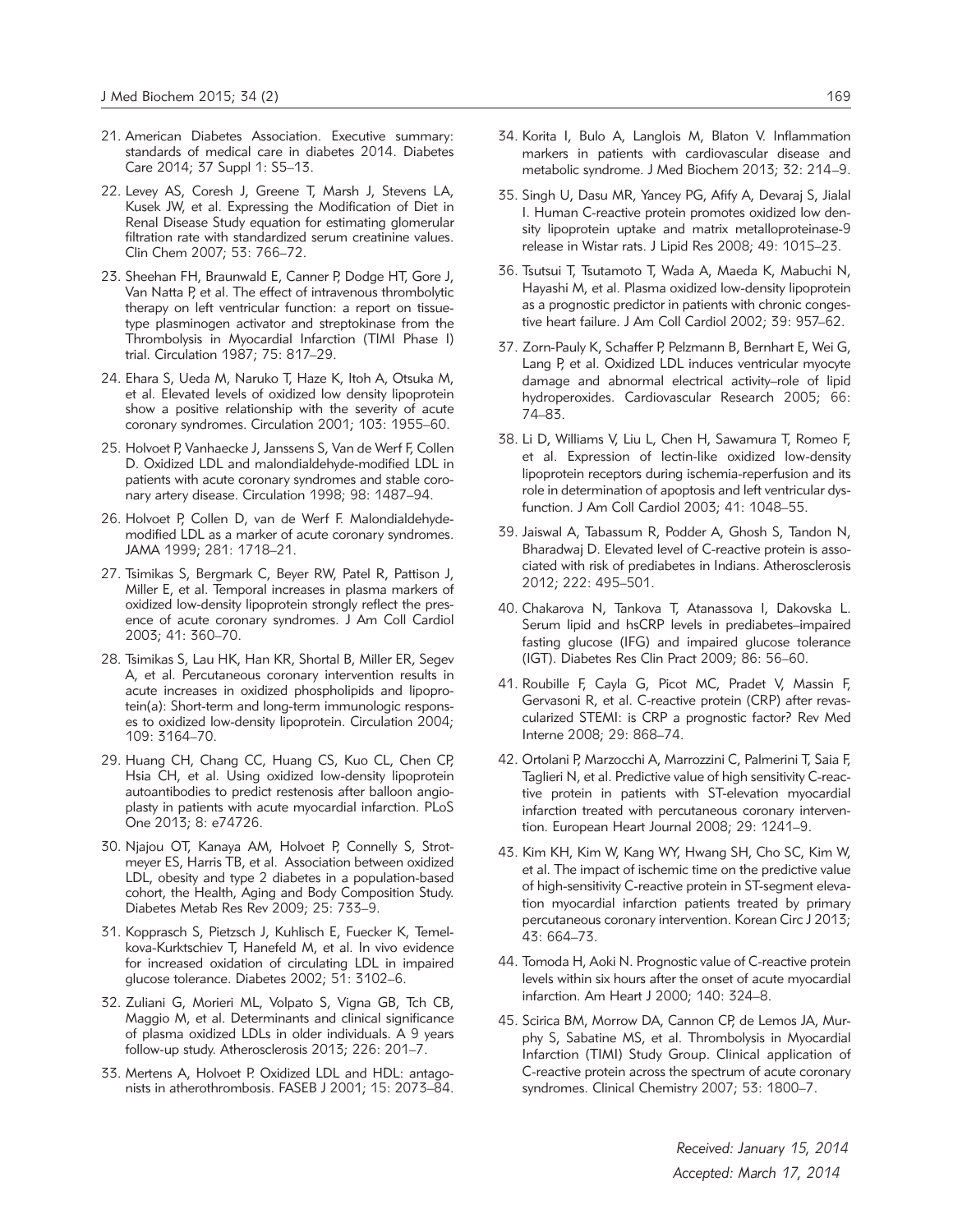21. American Diabetes Association. Executive summary: standards of medical care in diabetes 2014. Diabetes Care 2014; 37 Suppl 1: S5–13.
22. Levey AS, Coresh J, Greene T, Marsh J, Stevens LA, Kusek JW, et al. Expressing the Modification of Diet in Renal Disease Study equation for estimating glomerular filtration rate with standardized serum creatinine values. Clin Chem 2007; 53: 766–72.
23. Sheehan FH, Braunwald E, Canner P, Dodge HT, Gore J, Van Natta P, et al. The effect of intravenous thrombolytic therapy on left ventricular function: a report on tissue-type plasminogen activator and streptokinase from the Thrombolysis in Myocardial Infarction (TIMI Phase I) trial. Circulation 1987; 75: 817–29.
24. Ehara S, Ueda M, Naruko T, Haze K, Itoh A, Otsuka M, et al. Elevated levels of oxidized low density lipoprotein show a positive relationship with the severity of acute coronary syndromes. Circulation 2001; 103: 1955–60.
25. Holvoet P, Vanhaecke J, Janssens S, Van de Werf F, Collen D. Oxidized LDL and malondialdehyde-modified LDL in patients with acute coronary syndromes and stable coronary artery disease. Circulation 1998; 98: 1487–94.
26. Holvoet P, Collen D, van de Werf F. Malondialdehyde-modified LDL as a marker of acute coronary syndromes. JAMA 1999; 281: 1718–21.
27. Tsimikas S, Bergmark C, Beyer RW, Patel R, Pattison J, Miller E, et al. Temporal increases in plasma markers of oxidized low-density lipoprotein strongly reflect the presence of acute coronary syndromes. J Am Coll Cardiol 2003; 41: 360–70.
28. Tsimikas S, Lau HK, Han KR, Shortal B, Miller ER, Segev A, et al. Percutaneous coronary intervention results in acute increases in oxidized phospholipids and lipoprotein(a): Short-term and long-term immunologic responses to oxidized low-density lipoprotein. Circulation 2004; 109: 3164–70.
29. Huang CH, Chang CC, Huang CS, Kuo CL, Chen CP, Hsia CH, et al. Using oxidized low-density lipoprotein autoantibodies to predict restenosis after balloon angioplasty in patients with acute myocardial infarction. PLoS One 2013; 8: e74726.
30. Njajou OT, Kanaya AM, Holvoet P, Connelly S, Strotmeyer ES, Harris TB, et al. Association between oxidized LDL, obesity and type 2 diabetes in a population-based cohort, the Health, Aging and Body Composition Study. Diabetes Metab Res Rev 2009; 25: 733–9.
31. Kopprasch S, Pietzsch J, Kuhlisch E, Fuecker K, Temelkova-Kurktschiev T, Hanefeld M, et al. In vivo evidence for increased oxidation of circulating LDL in impaired glucose tolerance. Diabetes 2002; 51: 3102–6.
32. Zuliani G, Morieri ML, Volpato S, Vigna GB, Tch CB, Maggio M, et al. Determinants and clinical significance of plasma oxidized LDLs in older individuals. A 9 years follow-up study. Atherosclerosis 2013; 226: 201–7.
33. Mertens A, Holvoet P. Oxidized LDL and HDL: antagonists in atherothrombosis. FASEB J 2001; 15: 2073–84.
34. Korita I, Bulo A, Langlois M, Blaton V. Inflammation markers in patients with cardiovascular disease and metabolic syndrome. J Med Biochem 2013; 32: 214–9.
35. Singh U, Dasu MR, Yancey PG, Afify A, Devaraj S, Jialal I. Human C-reactive protein promotes oxidized low density lipoprotein uptake and matrix metalloproteinase-9 release in Wistar rats. J Lipid Res 2008; 49: 1015–23.
36. Tsutsui T, Tsutamoto T, Wada A, Maeda K, Mabuchi N, Hayashi M, et al. Plasma oxidized low-density lipoprotein as a prognostic predictor in patients with chronic congestive heart failure. J Am Coll Cardiol 2002; 39: 957–62.
37. Zorn-Pauly K, Schaffer P, Pelzmann B, Bernhart E, Wei G, Lang P, et al. Oxidized LDL induces ventricular myocyte damage and abnormal electrical activity–role of lipid hydroperoxides. Cardiovascular Research 2005; 66: 74–83.
38. Li D, Williams V, Liu L, Chen H, Sawamura T, Romeo F, et al. Expression of lectin-like oxidized low-density lipoprotein receptors during ischemia-reperfusion and its role in determination of apoptosis and left ventricular dysfunction. J Am Coll Cardiol 2003; 41: 1048–55.
39. Jaiswal A, Tabassum R, Podder A, Ghosh S, Tandon N, Bharadwaj D. Elevated level of C-reactive protein is associated with risk of prediabetes in Indians. Atherosclerosis 2012; 222: 495–501.
40. Chakarova N, Tankova T, Atanassova I, Dakovska L. Serum lipid and hsCRP levels in prediabetes–impaired fasting glucose (IFG) and impaired glucose tolerance (IGT). Diabetes Res Clin Pract 2009; 86: 56–60.
41. Roubille F, Cayla G, Picot MC, Pradet V, Massin F, Gervasoni R, et al. C-reactive protein (CRP) after revascularized STEMI: is CRP a prognostic factor? Rev Med Interne 2008; 29: 868–74.
42. Ortolani P, Marzocchi A, Marrozzini C, Palmerini T, Saia F, Taglieri N, et al. Predictive value of high sensitivity C-reactive protein in patients with ST-elevation myocardial infarction treated with percutaneous coronary intervention. European Heart Journal 2008; 29: 1241–9.
43. Kim KH, Kim W, Kang WY, Hwang SH, Cho SC, Kim W, et al. The impact of ischemic time on the predictive value of high-sensitivity C-reactive protein in ST-segment elevation myocardial infarction patients treated by primary percutaneous coronary intervention. Korean Circ J 2013; 43: 664–73.
44. Tomoda H, Aoki N. Prognostic value of C-reactive protein levels within six hours after the onset of acute myocardial infarction. Am Heart J 2000; 140: 324–8.
45. Scirica BM, Morrow DA, Cannon CP, de Lemos JA, Murphy S, Sabatine MS, et al. Thrombolysis in Myocardial Infarction (TIMI) Study Group. Clinical application of C-reactive protein across the spectrum of acute coronary syndromes. Clinical Chemistry 2007; 53: 1800–7.

*Received: January 15, 2014*

*Accepted: March 17, 2014*